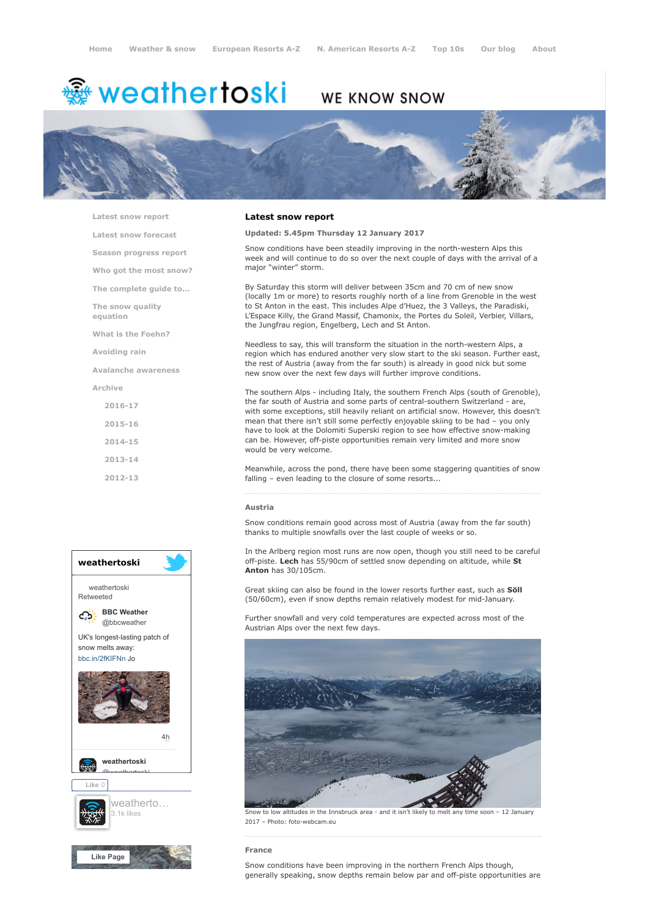Home | Weather & snow | European Resorts A-Z | N. American Resorts A-Z | Top 10s | Our blog | About

# weathertoski

WE KNOW SNOW

- Latest snow report
- Latest snow forecast
- Season progress report
- Who got the most snow?
- The complete guide to...
- The snow quality equation
- What is the Foehn?
- Avoiding rain
- Avalanche awareness
- Archive
  - 2016-17
  - 2015-16
  - 2014-15
  - 2013-14
  - 2012-13

## Latest snow report

**Updated: 5.45pm Thursday 12 January 2017**

Snow conditions have been steadily improving in the north-western Alps this week and will continue to do so over the next couple of days with the arrival of a major "winter" storm.

By Saturday this storm will deliver between 35cm and 70 cm of new snow (locally 1m or more) to resorts roughly north of a line from Grenoble in the west to St Anton in the east. This includes Alpe d'Huez, the 3 Valleys, the Paradiski, L'Espace Killy, the Grand Massif, Chamonix, the Portes du Soleil, Verbier, Villars, the Jungfrau region, Engelberg, Lech and St Anton.

Needless to say, this will transform the situation in the north-western Alps, a region which has endured another very slow start to the ski season. Further east, the rest of Austria (away from the far south) is already in good nick but some new snow over the next few days will further improve conditions.

The southern Alps - including Italy, the southern French Alps (south of Grenoble), the far south of Austria and some parts of central-southern Switzerland - are, with some exceptions, still heavily reliant on artificial snow. However, this doesn't mean that there isn't still some perfectly enjoyable skiing to be had – you only have to look at the Dolomiti Superski region to see how effective snow-making can be. However, off-piste opportunities remain very limited and more snow would be very welcome.

Meanwhile, across the pond, there have been some staggering quantities of snow falling – even leading to the closure of some resorts...

### Austria

Snow conditions remain good across most of Austria (away from the far south) thanks to multiple snowfalls over the last couple of weeks or so.

In the Arlberg region most runs are now open, though you still need to be careful off-piste. **Lech** has 55/90cm of settled snow depending on altitude, while **St Anton** has 30/105cm.

Great skiing can also be found in the lower resorts further east, such as **Söll** (50/60cm), even if snow depths remain relatively modest for mid-January.

Further snowfall and very cold temperatures are expected across most of the Austrian Alps over the next few days.

Snow to low altitudes in the Innsbruck area - and it isn't likely to melt any time soon – 12 January 2017 – Photo: foto-webcam.eu

### France

Snow conditions have been improving in the northern French Alps though, generally speaking, snow depths remain below par and off-piste opportunities are

**weathertoski**

weathertoski Retweeted

BBC Weather @bbcweather

UK's longest-lasting patch of snow melts away: bbc.in/2fKIFNn Jo

4h

weathertoski @weathertoski

Like 0

weatherto... 3.1k likes

Like Page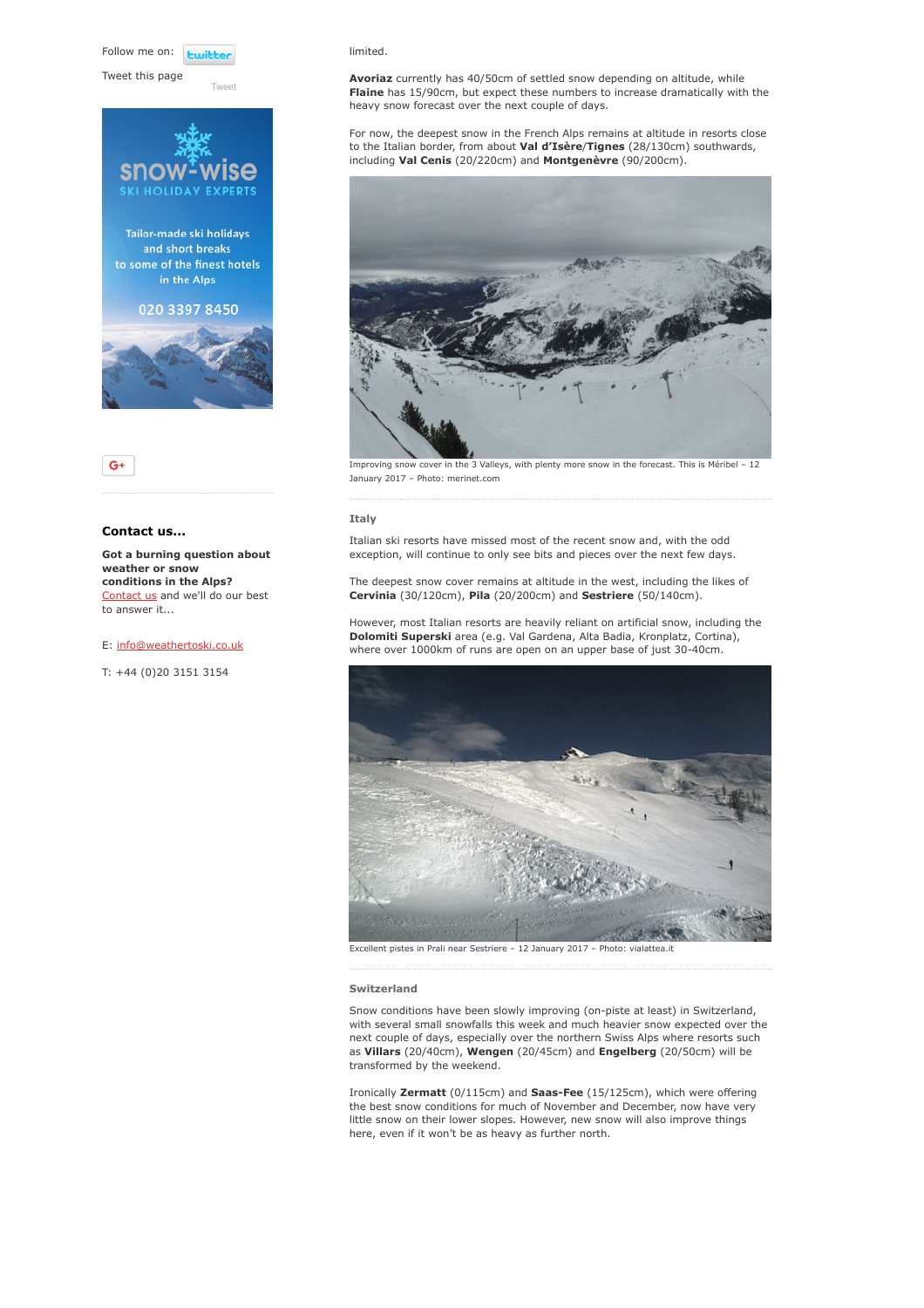Follow me on: twitter

Tweet this page

Tweet

snow-wise
SKI HOLIDAY EXPERTS

Tailor-made ski holidays and short breaks to some of the finest hotels in the Alps

020 3397 8450

G+

### Contact us...

**Got a burning question about weather or snow conditions in the Alps?** Contact us and we'll do our best to answer it...

E: info@weathertoski.co.uk

T: +44 (0)20 3151 3154

limited.

**Avoriaz** currently has 40/50cm of settled snow depending on altitude, while **Flaine** has 15/90cm, but expect these numbers to increase dramatically with the heavy snow forecast over the next couple of days.

For now, the deepest snow in the French Alps remains at altitude in resorts close to the Italian border, from about **Val d'Isère**/**Tignes** (28/130cm) southwards, including **Val Cenis** (20/220cm) and **Montgenèvre** (90/200cm).

Improving snow cover in the 3 Valleys, with plenty more snow in the forecast. This is Méribel – 12 January 2017 – Photo: merinet.com

### Italy

Italian ski resorts have missed most of the recent snow and, with the odd exception, will continue to only see bits and pieces over the next few days.

The deepest snow cover remains at altitude in the west, including the likes of **Cervinia** (30/120cm), **Pila** (20/200cm) and **Sestriere** (50/140cm).

However, most Italian resorts are heavily reliant on artificial snow, including the **Dolomiti Superski** area (e.g. Val Gardena, Alta Badia, Kronplatz, Cortina), where over 1000km of runs are open on an upper base of just 30-40cm.

Excellent pistes in Prali near Sestriere – 12 January 2017 – Photo: vialattea.it

### Switzerland

Snow conditions have been slowly improving (on-piste at least) in Switzerland, with several small snowfalls this week and much heavier snow expected over the next couple of days, especially over the northern Swiss Alps where resorts such as **Villars** (20/40cm), **Wengen** (20/45cm) and **Engelberg** (20/50cm) will be transformed by the weekend.

Ironically **Zermatt** (0/115cm) and **Saas-Fee** (15/125cm), which were offering the best snow conditions for much of November and December, now have very little snow on their lower slopes. However, new snow will also improve things here, even if it won't be as heavy as further north.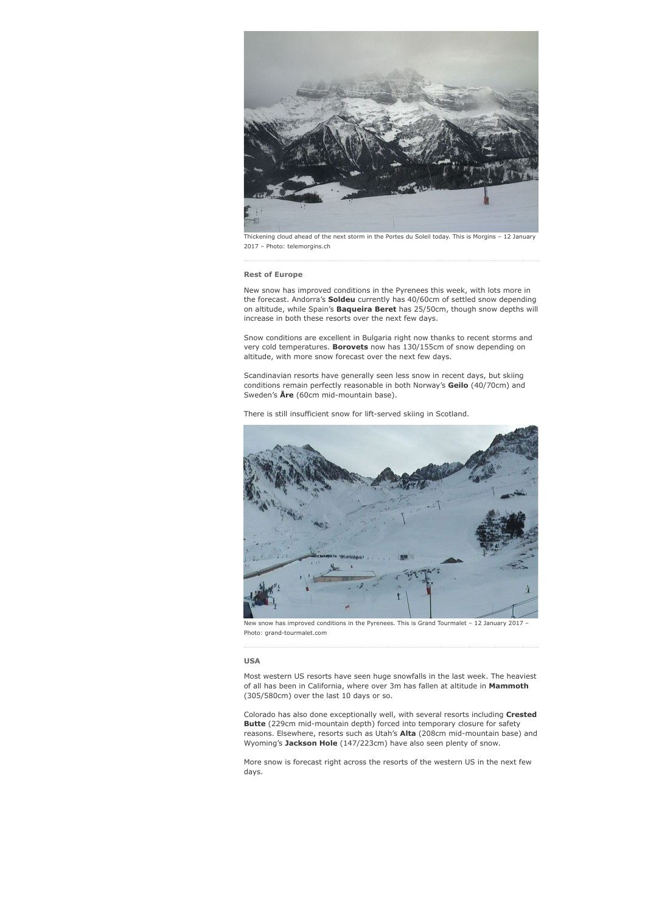Thickening cloud ahead of the next storm in the Portes du Soleil today. This is Morgins – 12 January 2017 – Photo: telemorgins.ch

### Rest of Europe

New snow has improved conditions in the Pyrenees this week, with lots more in the forecast. Andorra's **Soldeu** currently has 40/60cm of settled snow depending on altitude, while Spain's **Baqueira Beret** has 25/50cm, though snow depths will increase in both these resorts over the next few days.

Snow conditions are excellent in Bulgaria right now thanks to recent storms and very cold temperatures. **Borovets** now has 130/155cm of snow depending on altitude, with more snow forecast over the next few days.

Scandinavian resorts have generally seen less snow in recent days, but skiing conditions remain perfectly reasonable in both Norway's **Geilo** (40/70cm) and Sweden's **Åre** (60cm mid-mountain base).

There is still insufficient snow for lift-served skiing in Scotland.

New snow has improved conditions in the Pyrenees. This is Grand Tourmalet – 12 January 2017 – Photo: grand-tourmalet.com

### USA

Most western US resorts have seen huge snowfalls in the last week. The heaviest of all has been in California, where over 3m has fallen at altitude in **Mammoth** (305/580cm) over the last 10 days or so.

Colorado has also done exceptionally well, with several resorts including **Crested Butte** (229cm mid-mountain depth) forced into temporary closure for safety reasons. Elsewhere, resorts such as Utah's **Alta** (208cm mid-mountain base) and Wyoming's **Jackson Hole** (147/223cm) have also seen plenty of snow.

More snow is forecast right across the resorts of the western US in the next few days.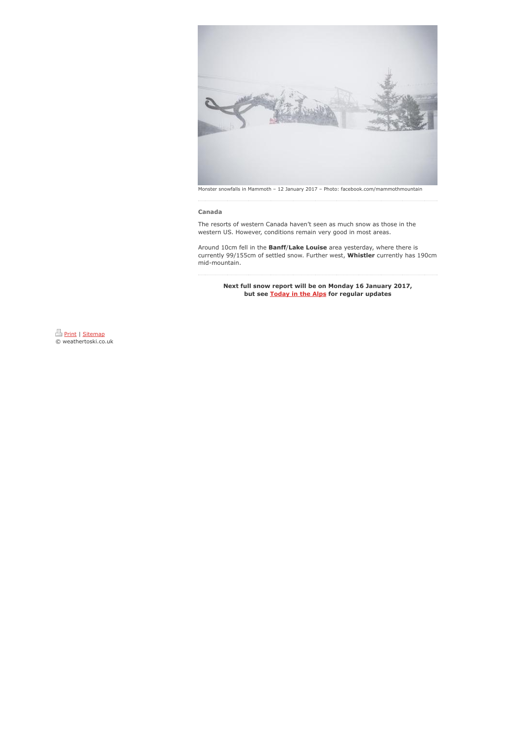Monster snowfalls in Mammoth – 12 January 2017 – Photo: facebook.com/mammothmountain

### Canada

The resorts of western Canada haven't seen as much snow as those in the western US. However, conditions remain very good in most areas.

Around 10cm fell in the **Banff**/**Lake Louise** area yesterday, where there is currently 99/155cm of settled snow. Further west, **Whistler** currently has 190cm mid-mountain.

**Next full snow report will be on Monday 16 January 2017, but see Today in the Alps for regular updates**

Print | Sitemap
© weathertoski.co.uk